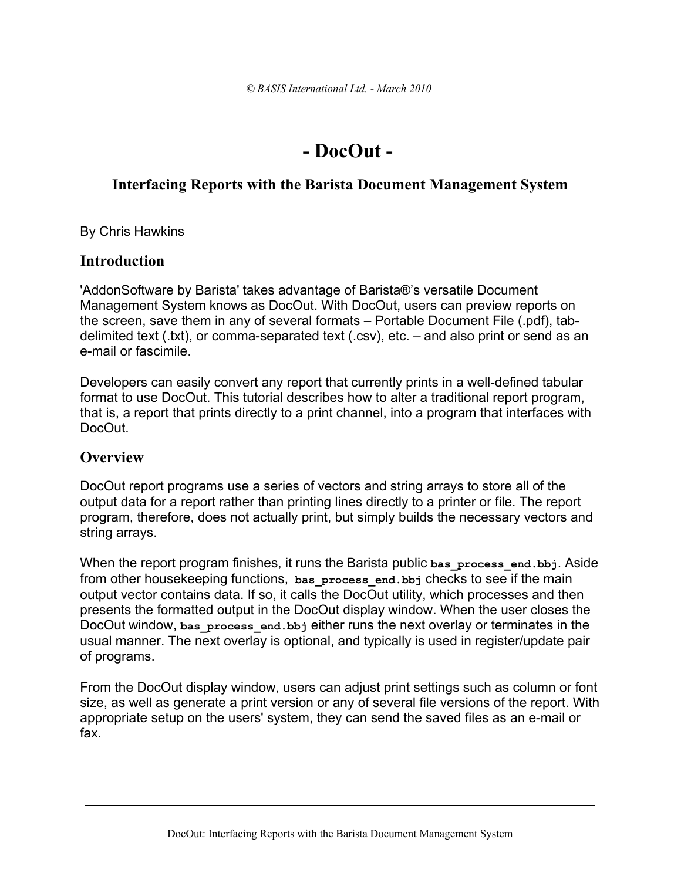# - DocOut -

## Interfacing Reports with the Barista Document Management System

By Chris Hawkins

## Introduction

'AddonSoftware by Barista' takes advantage of Barista®'s versatile Document Management System knows as DocOut. With DocOut, users can preview reports on the screen, save them in any of several formats – Portable Document File (.pdf), tab-delimited text (.txt), or comma-separated text (.csv), etc. – and also print or send as an e-mail or fascimile.

Developers can easily convert any report that currently prints in a well-defined tabular format to use DocOut. This tutorial describes how to alter a traditional report program, that is, a report that prints directly to a print channel, into a program that interfaces with DocOut.

## Overview

DocOut report programs use a series of vectors and string arrays to store all of the output data for a report rather than printing lines directly to a printer or file. The report program, therefore, does not actually print, but simply builds the necessary vectors and string arrays.

When the report program finishes, it runs the Barista public **`bas_process_end.bbj`**. Aside from other housekeeping functions, **`bas_process_end.bbj`** checks to see if the main output vector contains data. If so, it calls the DocOut utility, which processes and then presents the formatted output in the DocOut display window. When the user closes the DocOut window, **`bas_process_end.bbj`** either runs the next overlay or terminates in the usual manner. The next overlay is optional, and typically is used in register/update pair of programs.

From the DocOut display window, users can adjust print settings such as column or font size, as well as generate a print version or any of several file versions of the report. With appropriate setup on the users' system, they can send the saved files as an e-mail or fax.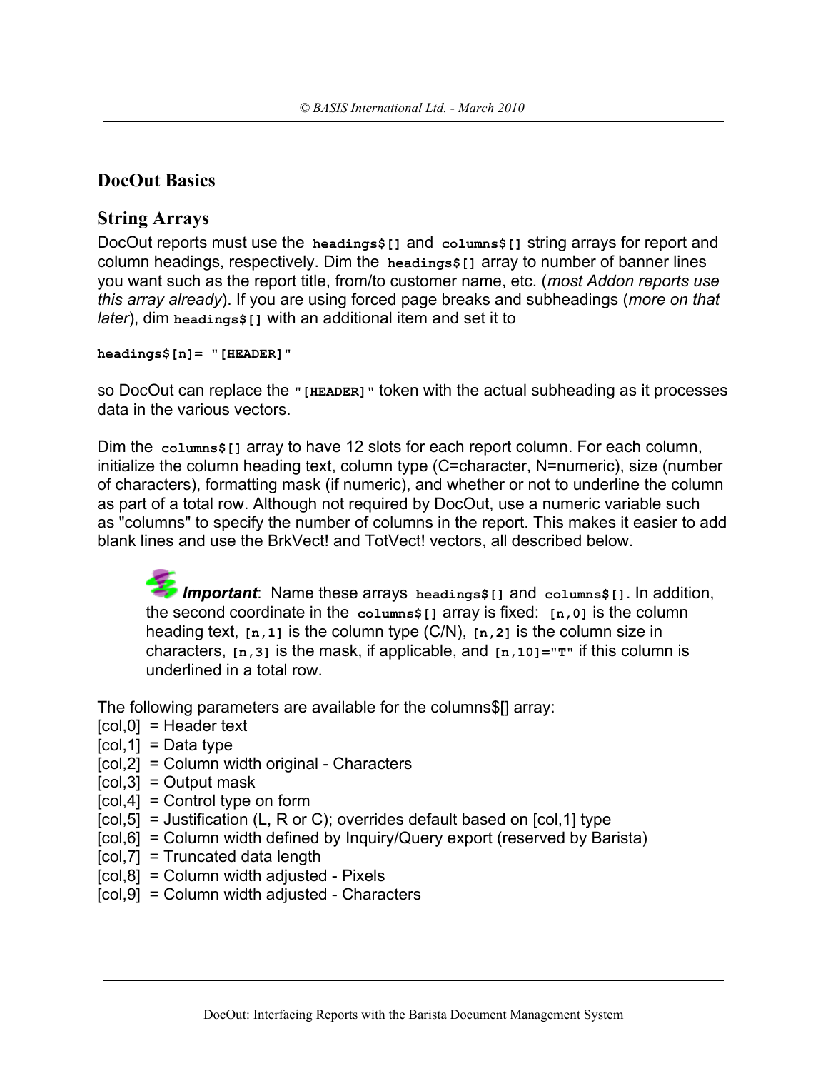## DocOut Basics

### String Arrays

DocOut reports must use the `headings$[]` and `columns$[]` string arrays for report and column headings, respectively. Dim the `headings$[]` array to number of banner lines you want such as the report title, from/to customer name, etc. (*most Addon reports use this array already*). If you are using forced page breaks and subheadings (*more on that later*), dim `headings$[]` with an additional item and set it to

```
headings$[n]= "[HEADER]"
```

so DocOut can replace the `"[HEADER]"` token with the actual subheading as it processes data in the various vectors.

Dim the `columns$[]` array to have 12 slots for each report column. For each column, initialize the column heading text, column type (C=character, N=numeric), size (number of characters), formatting mask (if numeric), and whether or not to underline the column as part of a total row. Although not required by DocOut, use a numeric variable such as "columns" to specify the number of columns in the report. This makes it easier to add blank lines and use the BrkVect! and TotVect! vectors, all described below.

> ***Important***: Name these arrays `headings$[]` and `columns$[]`. In addition, the second coordinate in the `columns$[]` array is fixed: `[n,0]` is the column heading text, `[n,1]` is the column type (C/N), `[n,2]` is the column size in characters, `[n,3]` is the mask, if applicable, and `[n,10]="T"` if this column is underlined in a total row.

The following parameters are available for the columns$[] array:
[col,0]  = Header text
[col,1]  = Data type
[col,2]  = Column width original - Characters
[col,3]  = Output mask
[col,4]  = Control type on form
[col,5]  = Justification (L, R or C); overrides default based on [col,1] type
[col,6]  = Column width defined by Inquiry/Query export (reserved by Barista)
[col,7]  = Truncated data length
[col,8]  = Column width adjusted - Pixels
[col,9]  = Column width adjusted - Characters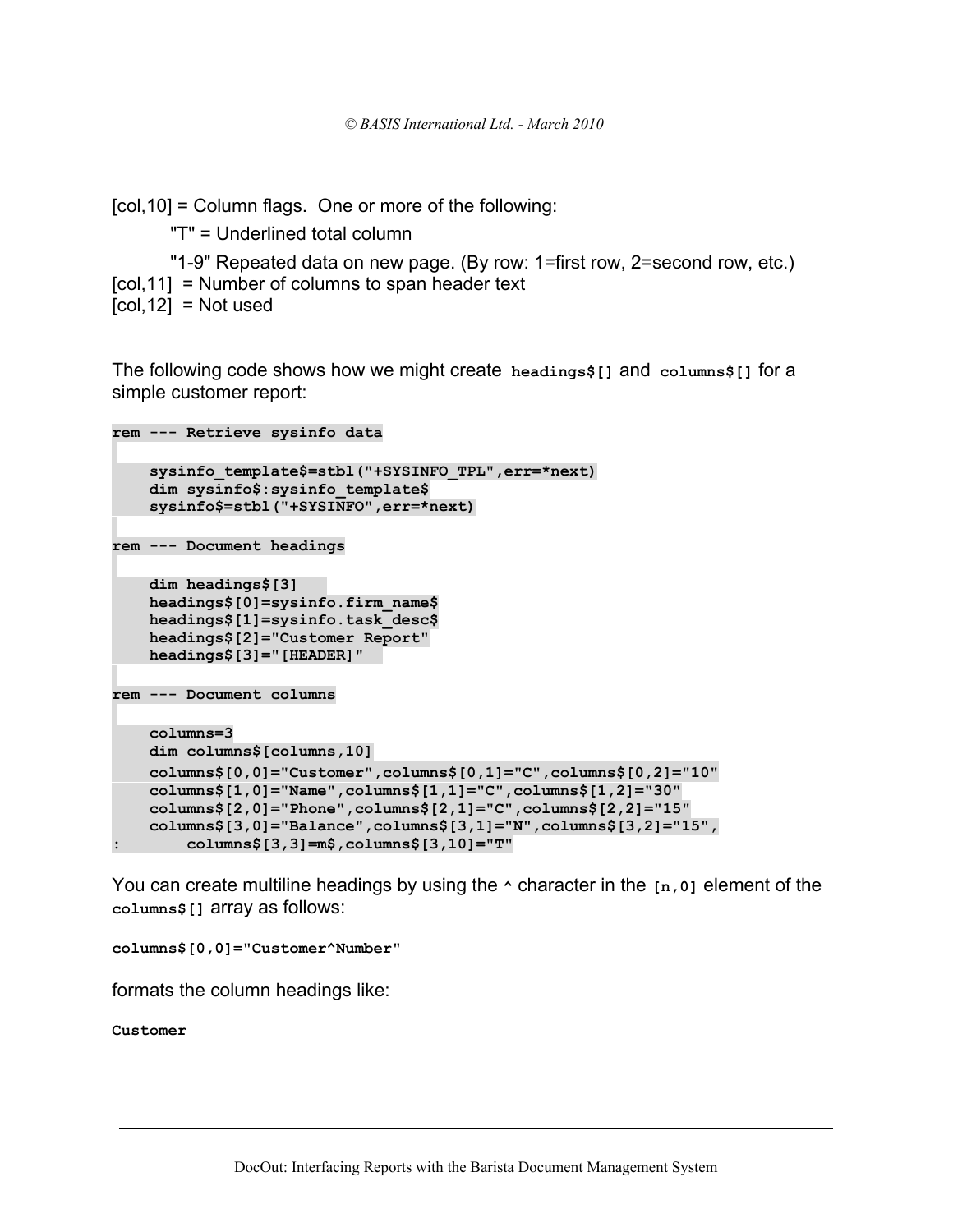[col,10] = Column flags.  One or more of the following:

"T" = Underlined total column

"1-9" Repeated data on new page. (By row: 1=first row, 2=second row, etc.)

[col,11]  = Number of columns to span header text

[col,12]  = Not used

The following code shows how we might create `headings$[]` and `columns$[]` for a simple customer report:

```
rem --- Retrieve sysinfo data

    sysinfo_template$=stbl("+SYSINFO_TPL",err=*next)
    dim sysinfo$:sysinfo_template$
    sysinfo$=stbl("+SYSINFO",err=*next)

rem --- Document headings

    dim headings$[3]
    headings$[0]=sysinfo.firm_name$
    headings$[1]=sysinfo.task_desc$
    headings$[2]="Customer Report"
    headings$[3]="[HEADER]"

rem --- Document columns

    columns=3
    dim columns$[columns,10]
    columns$[0,0]="Customer",columns$[0,1]="C",columns$[0,2]="10"
    columns$[1,0]="Name",columns$[1,1]="C",columns$[1,2]="30"
    columns$[2,0]="Phone",columns$[2,1]="C",columns$[2,2]="15"
    columns$[3,0]="Balance",columns$[3,1]="N",columns$[3,2]="15",
:       columns$[3,3]=m$,columns$[3,10]="T"
```

You can create multiline headings by using the `^` character in the `[n,0]` element of the `columns$[]` array as follows:

```
columns$[0,0]="Customer^Number"
```

formats the column headings like:

```
Customer
```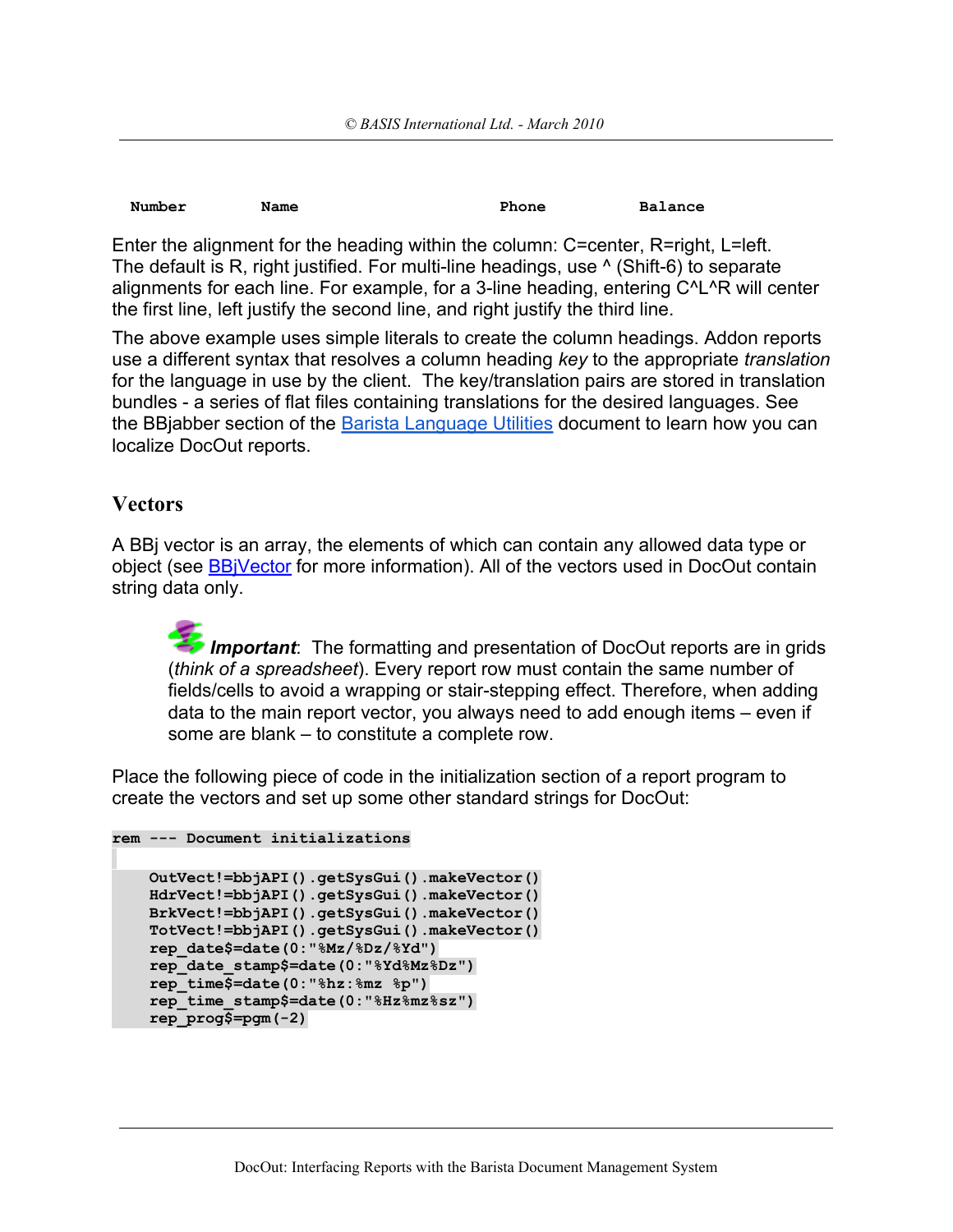```
Number         Name                        Phone           Balance
```

Enter the alignment for the heading within the column: C=center, R=right, L=left. The default is R, right justified. For multi-line headings, use ^ (Shift-6) to separate alignments for each line. For example, for a 3-line heading, entering C^L^R will center the first line, left justify the second line, and right justify the third line.

The above example uses simple literals to create the column headings. Addon reports use a different syntax that resolves a column heading *key* to the appropriate *translation* for the language in use by the client. The key/translation pairs are stored in translation bundles - a series of flat files containing translations for the desired languages. See the BBjabber section of the Barista Language Utilities document to learn how you can localize DocOut reports.

## Vectors

A BBj vector is an array, the elements of which can contain any allowed data type or object (see BBjVector for more information). All of the vectors used in DocOut contain string data only.

> ***Important***: The formatting and presentation of DocOut reports are in grids (*think of a spreadsheet*). Every report row must contain the same number of fields/cells to avoid a wrapping or stair-stepping effect. Therefore, when adding data to the main report vector, you always need to add enough items – even if some are blank – to constitute a complete row.

Place the following piece of code in the initialization section of a report program to create the vectors and set up some other standard strings for DocOut:

```
rem --- Document initializations

    OutVect!=bbjAPI().getSysGui().makeVector()
    HdrVect!=bbjAPI().getSysGui().makeVector()
    BrkVect!=bbjAPI().getSysGui().makeVector()
    TotVect!=bbjAPI().getSysGui().makeVector()
    rep_date$=date(0:"%Mz/%Dz/%Yd")
    rep_date_stamp$=date(0:"%Yd%Mz%Dz")
    rep_time$=date(0:"%hz:%mz %p")
    rep_time_stamp$=date(0:"%Hz%mz%sz")
    rep_prog$=pgm(-2)
```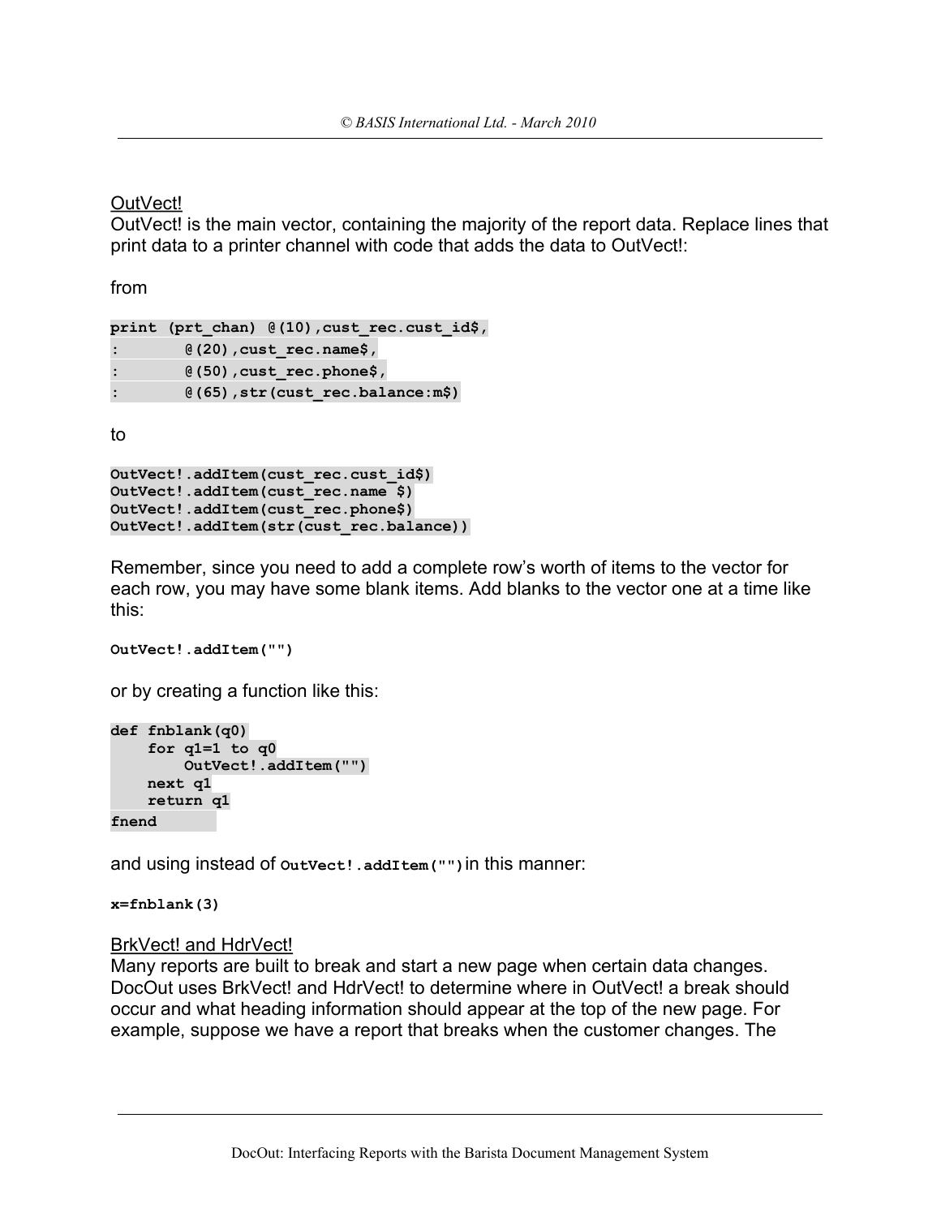OutVect!

OutVect! is the main vector, containing the majority of the report data. Replace lines that print data to a printer channel with code that adds the data to OutVect!:

from

```
print (prt_chan) @(10),cust_rec.cust_id$,
:       @(20),cust_rec.name$,
:       @(50),cust_rec.phone$,
:       @(65),str(cust_rec.balance:m$)
```

to

```
OutVect!.addItem(cust_rec.cust_id$)
OutVect!.addItem(cust_rec.name $)
OutVect!.addItem(cust_rec.phone$)
OutVect!.addItem(str(cust_rec.balance))
```

Remember, since you need to add a complete row's worth of items to the vector for each row, you may have some blank items. Add blanks to the vector one at a time like this:

```
OutVect!.addItem("")
```

or by creating a function like this:

```
def fnblank(q0)
    for q1=1 to q0
        OutVect!.addItem("")
    next q1
    return q1
fnend
```

and using instead of `OutVect!.addItem("")` in this manner:

```
x=fnblank(3)
```

BrkVect! and HdrVect!

Many reports are built to break and start a new page when certain data changes. DocOut uses BrkVect! and HdrVect! to determine where in OutVect! a break should occur and what heading information should appear at the top of the new page. For example, suppose we have a report that breaks when the customer changes. The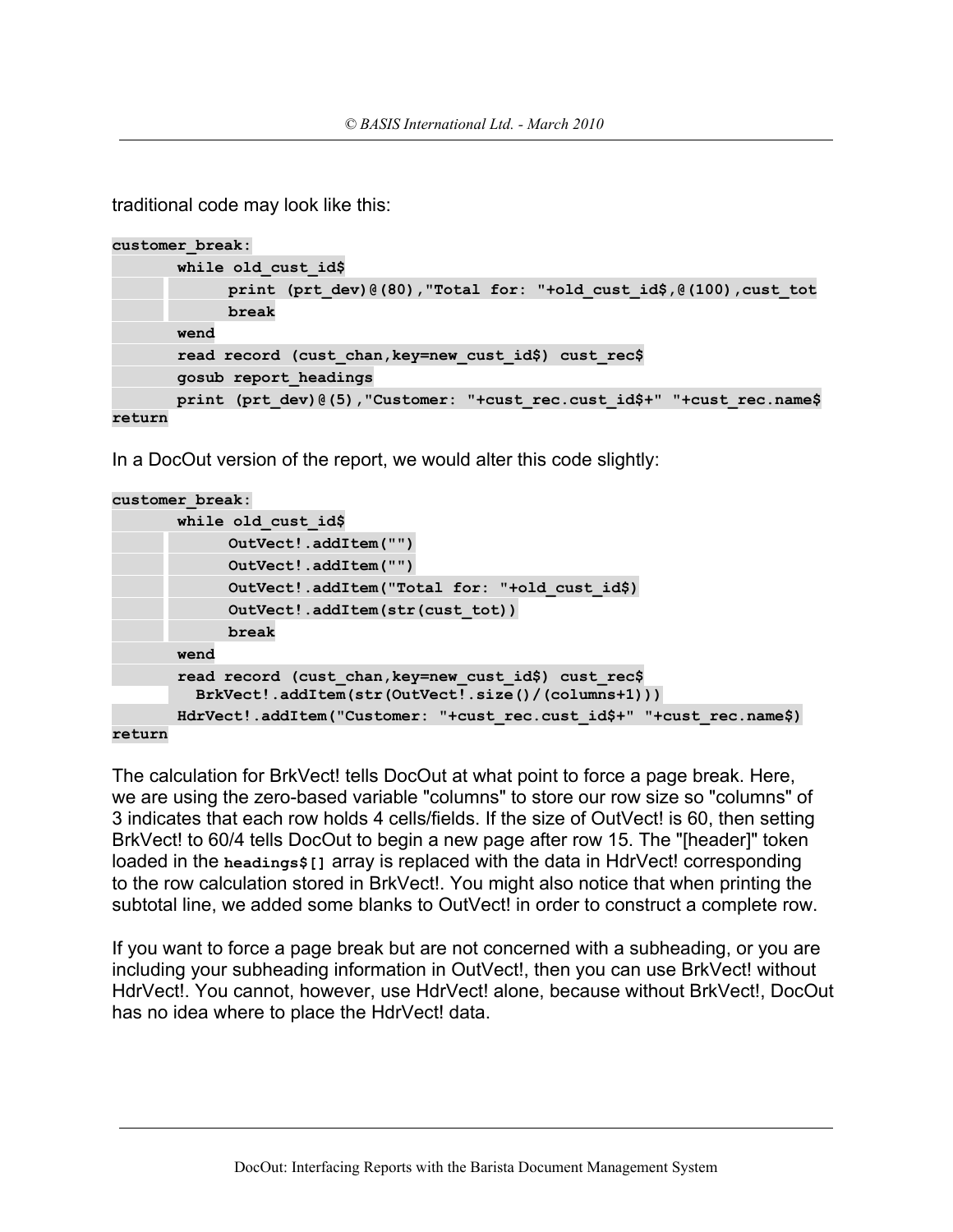traditional code may look like this:

```
customer_break:
       while old_cust_id$
             print (prt_dev)@(80),"Total for: "+old_cust_id$,@(100),cust_tot
             break
       wend
       read record (cust_chan,key=new_cust_id$) cust_rec$
       gosub report_headings
       print (prt_dev)@(5),"Customer: "+cust_rec.cust_id$+" "+cust_rec.name$
return
```

In a DocOut version of the report, we would alter this code slightly:

```
customer_break:
       while old_cust_id$
             OutVect!.addItem("")
             OutVect!.addItem("")
             OutVect!.addItem("Total for: "+old_cust_id$)
             OutVect!.addItem(str(cust_tot))
             break
       wend
       read record (cust_chan,key=new_cust_id$) cust_rec$
         BrkVect!.addItem(str(OutVect!.size()/(columns+1)))
       HdrVect!.addItem("Customer: "+cust_rec.cust_id$+" "+cust_rec.name$)
return
```

The calculation for BrkVect! tells DocOut at what point to force a page break. Here, we are using the zero-based variable "columns" to store our row size so "columns" of 3 indicates that each row holds 4 cells/fields. If the size of OutVect! is 60, then setting BrkVect! to 60/4 tells DocOut to begin a new page after row 15. The "[header]" token loaded in the `headings$[]` array is replaced with the data in HdrVect! corresponding to the row calculation stored in BrkVect!. You might also notice that when printing the subtotal line, we added some blanks to OutVect! in order to construct a complete row.

If you want to force a page break but are not concerned with a subheading, or you are including your subheading information in OutVect!, then you can use BrkVect! without HdrVect!. You cannot, however, use HdrVect! alone, because without BrkVect!, DocOut has no idea where to place the HdrVect! data.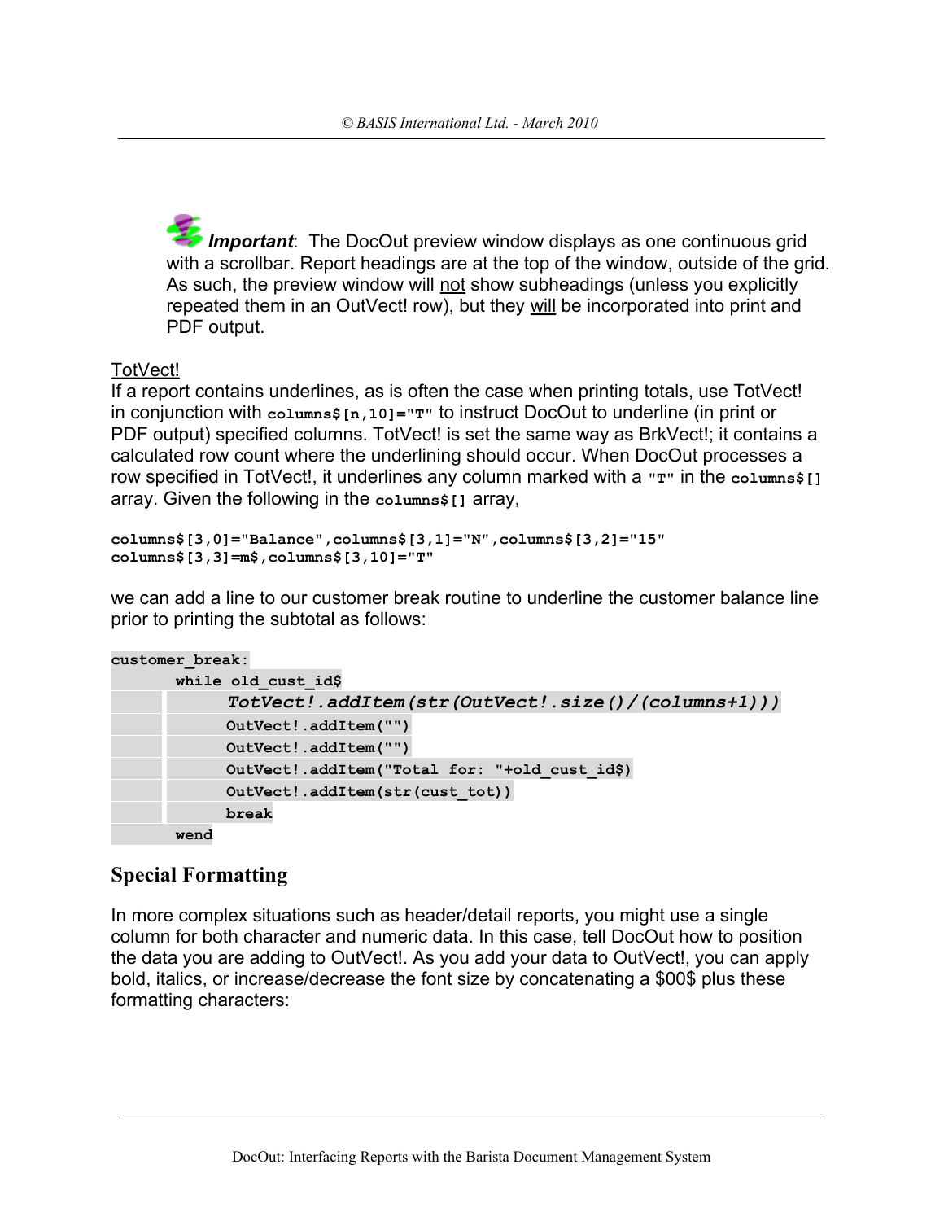***Important***: The DocOut preview window displays as one continuous grid with a scrollbar. Report headings are at the top of the window, outside of the grid. As such, the preview window will not show subheadings (unless you explicitly repeated them in an OutVect! row), but they will be incorporated into print and PDF output.

TotVect!

If a report contains underlines, as is often the case when printing totals, use TotVect! in conjunction with `columns$[n,10]="T"` to instruct DocOut to underline (in print or PDF output) specified columns. TotVect! is set the same way as BrkVect!; it contains a calculated row count where the underlining should occur. When DocOut processes a row specified in TotVect!, it underlines any column marked with a `"T"` in the `columns$[]` array. Given the following in the `columns$[]` array,

```
columns$[3,0]="Balance",columns$[3,1]="N",columns$[3,2]="15"
columns$[3,3]=m$,columns$[3,10]="T"
```

we can add a line to our customer break routine to underline the customer balance line prior to printing the subtotal as follows:

```
customer_break:
       while old_cust_id$
             TotVect!.addItem(str(OutVect!.size()/(columns+1)))
             OutVect!.addItem("")
             OutVect!.addItem("")
             OutVect!.addItem("Total for: "+old_cust_id$)
             OutVect!.addItem(str(cust_tot))
             break
       wend
```

## Special Formatting

In more complex situations such as header/detail reports, you might use a single column for both character and numeric data. In this case, tell DocOut how to position the data you are adding to OutVect!. As you add your data to OutVect!, you can apply bold, italics, or increase/decrease the font size by concatenating a $00$ plus these formatting characters: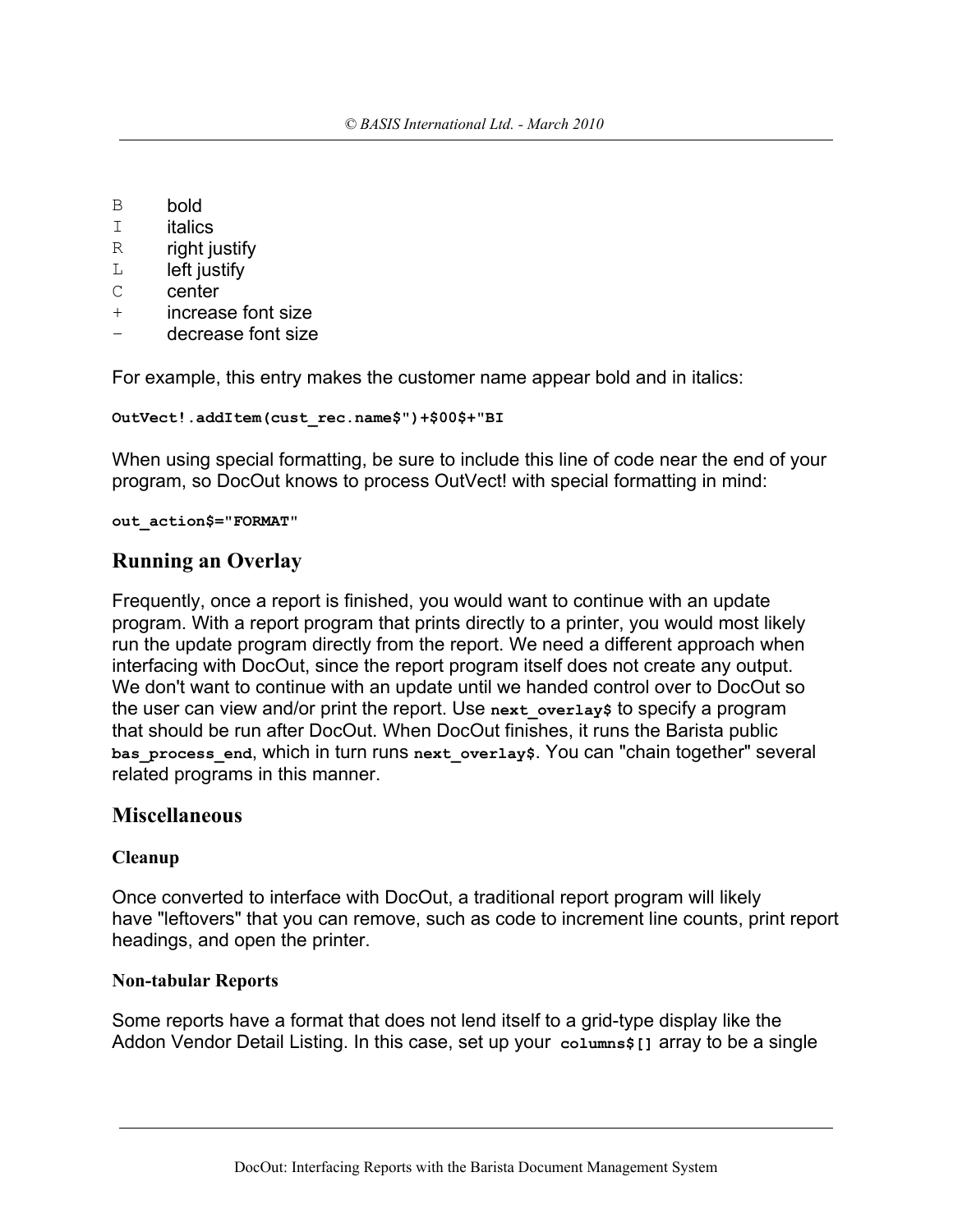```
B	bold
I	italics
R	right justify
L	left justify
C	center
+	increase font size
-	decrease font size
```

For example, this entry makes the customer name appear bold and in italics:

```
OutVect!.addItem(cust_rec.name$")+$00$+"BI
```

When using special formatting, be sure to include this line of code near the end of your program, so DocOut knows to process OutVect! with special formatting in mind:

```
out_action$="FORMAT"
```

## Running an Overlay

Frequently, once a report is finished, you would want to continue with an update program. With a report program that prints directly to a printer, you would most likely run the update program directly from the report. We need a different approach when interfacing with DocOut, since the report program itself does not create any output. We don't want to continue with an update until we handed control over to DocOut so the user can view and/or print the report. Use `next_overlay$` to specify a program that should be run after DocOut. When DocOut finishes, it runs the Barista public `bas_process_end`, which in turn runs `next_overlay$`. You can "chain together" several related programs in this manner.

## Miscellaneous

### Cleanup

Once converted to interface with DocOut, a traditional report program will likely have "leftovers" that you can remove, such as code to increment line counts, print report headings, and open the printer.

### Non-tabular Reports

Some reports have a format that does not lend itself to a grid-type display like the Addon Vendor Detail Listing. In this case, set up your `columns$[]` array to be a single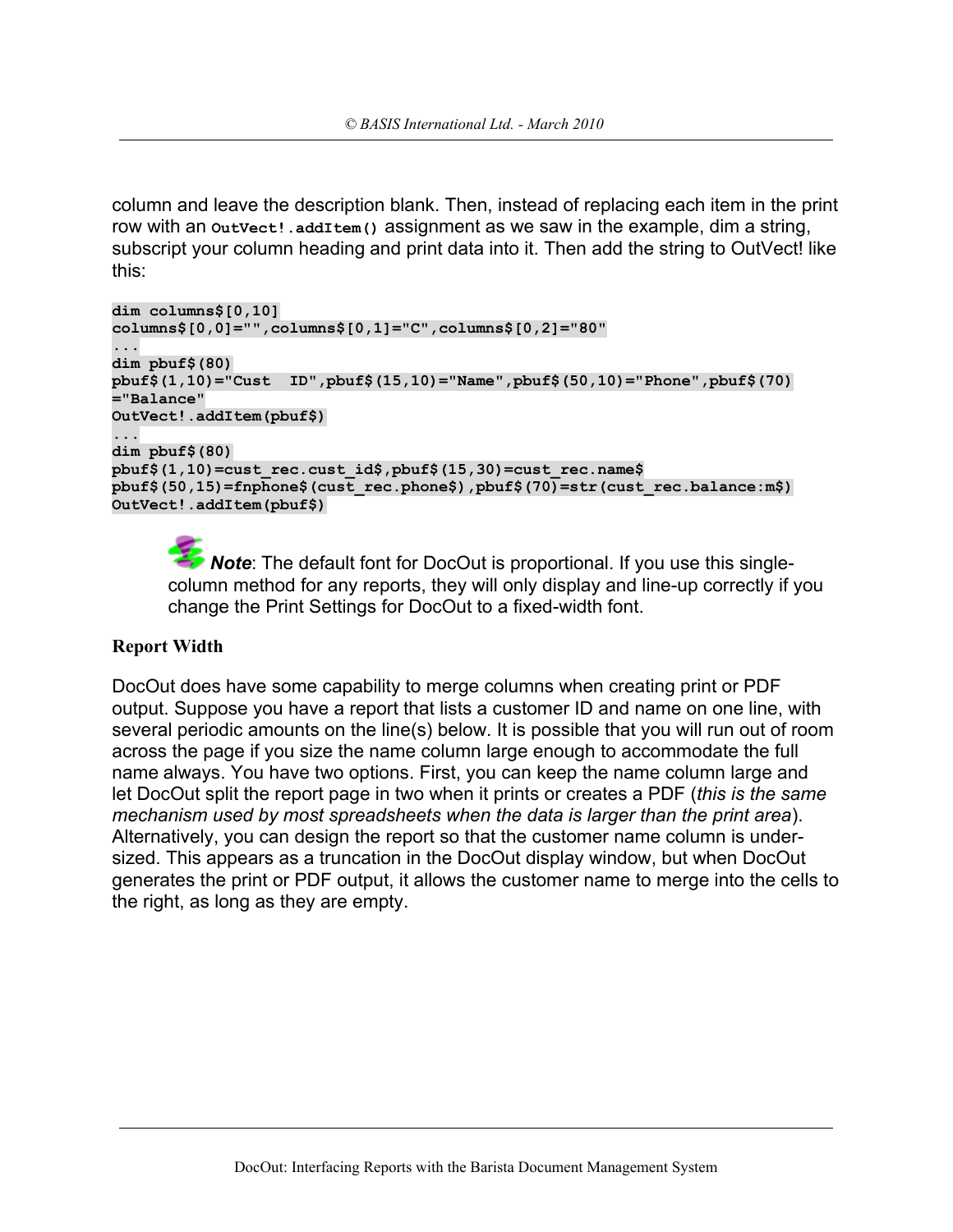column and leave the description blank. Then, instead of replacing each item in the print row with an `OutVect!.addItem()` assignment as we saw in the example, dim a string, subscript your column heading and print data into it. Then add the string to OutVect! like this:

```
dim columns$[0,10]
columns$[0,0]="",columns$[0,1]="C",columns$[0,2]="80"
...
dim pbuf$(80)
pbuf$(1,10)="Cust  ID",pbuf$(15,10)="Name",pbuf$(50,10)="Phone",pbuf$(70)
="Balance"
OutVect!.addItem(pbuf$)
...
dim pbuf$(80)
pbuf$(1,10)=cust_rec.cust_id$,pbuf$(15,30)=cust_rec.name$
pbuf$(50,15)=fnphone$(cust_rec.phone$),pbuf$(70)=str(cust_rec.balance:m$)
OutVect!.addItem(pbuf$)
```

***Note***: The default font for DocOut is proportional. If you use this single-column method for any reports, they will only display and line-up correctly if you change the Print Settings for DocOut to a fixed-width font.

**Report Width**

DocOut does have some capability to merge columns when creating print or PDF output. Suppose you have a report that lists a customer ID and name on one line, with several periodic amounts on the line(s) below. It is possible that you will run out of room across the page if you size the name column large enough to accommodate the full name always. You have two options. First, you can keep the name column large and let DocOut split the report page in two when it prints or creates a PDF (*this is the same mechanism used by most spreadsheets when the data is larger than the print area*). Alternatively, you can design the report so that the customer name column is under-sized. This appears as a truncation in the DocOut display window, but when DocOut generates the print or PDF output, it allows the customer name to merge into the cells to the right, as long as they are empty.